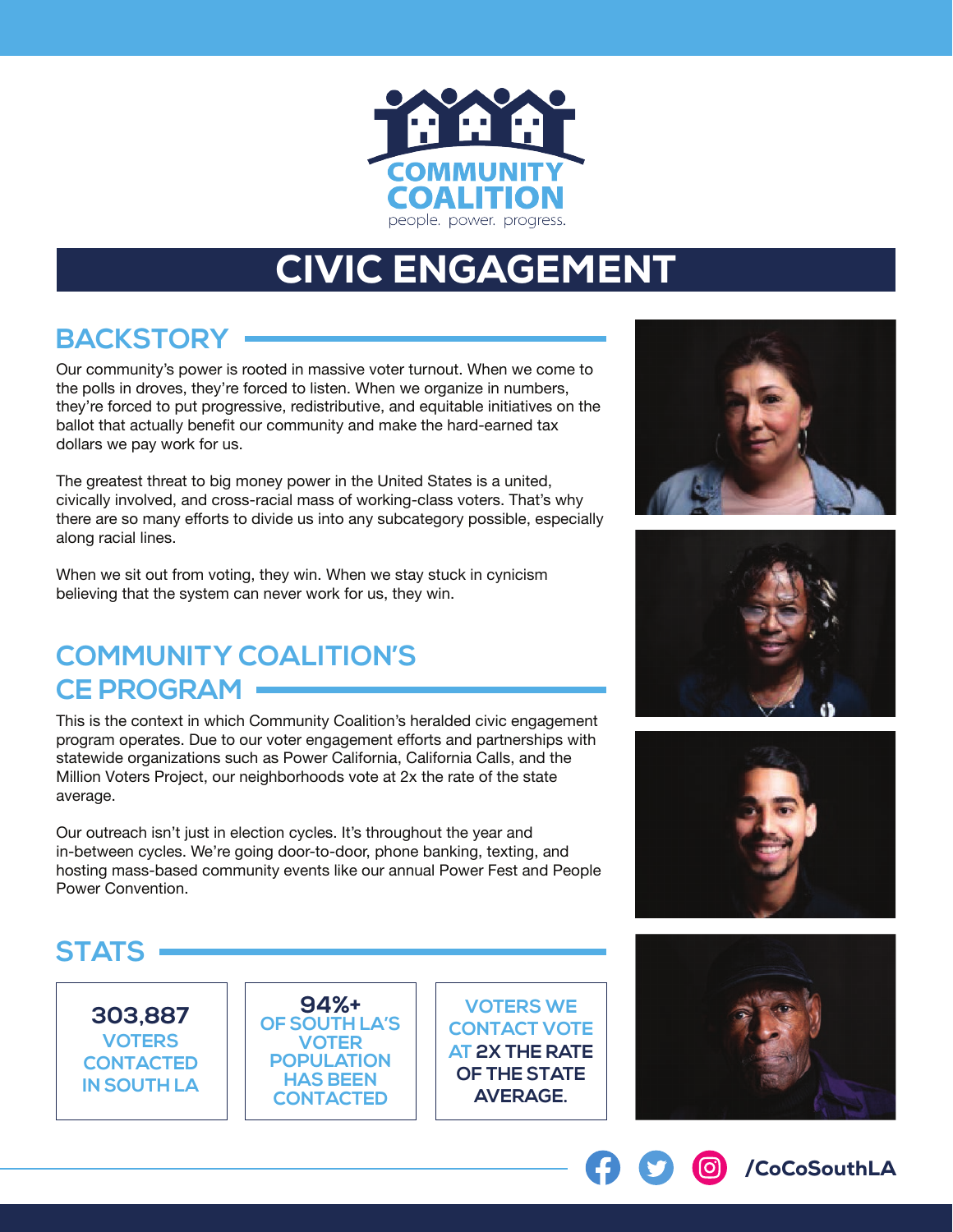COMMUNITY COALITION

people. power. progress.

# CIVIC ENGAGEMENT

## BACKSTORY

Our community's power is rooted in massive voter turnout. When we come to the polls in droves, they're forced to listen. When we organize in numbers, they're forced to put progressive, redistributive, and equitable initiatives on the ballot that actually benefit our community and make the hard-earned tax dollars we pay work for us.

The greatest threat to big money power in the United States is a united, civically involved, and cross-racial mass of working-class voters. That's why there are so many efforts to divide us into any subcategory possible, especially along racial lines.

When we sit out from voting, they win. When we stay stuck in cynicism believing that the system can never work for us, they win.

## COMMUNITY COALITION'S CE PROGRAM

This is the context in which Community Coalition's heralded civic engagement program operates. Due to our voter engagement efforts and partnerships with statewide organizations such as Power California, California Calls, and the Million Voters Project, our neighborhoods vote at 2x the rate of the state average.

Our outreach isn't just in election cycles. It's throughout the year and in-between cycles. We're going door-to-door, phone banking, texting, and hosting mass-based community events like our annual Power Fest and People Power Convention.

## STATS

**303,887** VOTERS CONTACTED IN SOUTH LA

**94%+** OF SOUTH LA'S VOTER POPULATION HAS BEEN CONTACTED

VOTERS WE CONTACT VOTE AT **2X THE RATE OF THE STATE AVERAGE.**

/CoCoSouthLA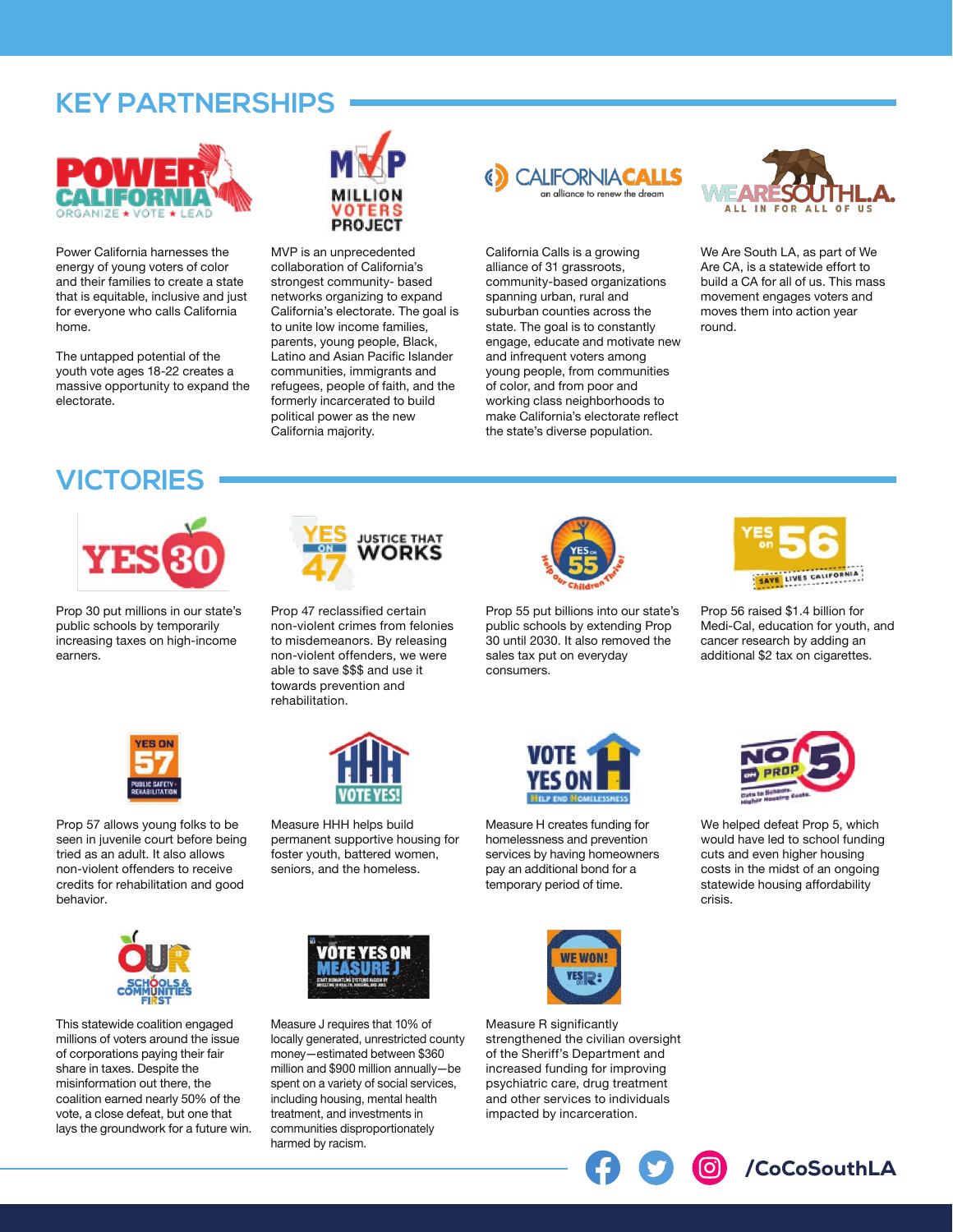## KEY PARTNERSHIPS

Power California harnesses the energy of young voters of color and their families to create a state that is equitable, inclusive and just for everyone who calls California home.

The untapped potential of the youth vote ages 18-22 creates a massive opportunity to expand the electorate.

MVP is an unprecedented collaboration of California's strongest community- based networks organizing to expand California's electorate. The goal is to unite low income families, parents, young people, Black, Latino and Asian Pacific Islander communities, immigrants and refugees, people of faith, and the formerly incarcerated to build political power as the new California majority.

California Calls is a growing alliance of 31 grassroots, community-based organizations spanning urban, rural and suburban counties across the state. The goal is to constantly engage, educate and motivate new and infrequent voters among young people, from communities of color, and from poor and working class neighborhoods to make California's electorate reflect the state's diverse population.

We Are South LA, as part of We Are CA, is a statewide effort to build a CA for all of us. This mass movement engages voters and moves them into action year round.

## VICTORIES

Prop 30 put millions in our state's public schools by temporarily increasing taxes on high-income earners.

Prop 47 reclassified certain non-violent crimes from felonies to misdemeanors. By releasing non-violent offenders, we were able to save $$$ and use it towards prevention and rehabilitation.

Prop 55 put billions into our state's public schools by extending Prop 30 until 2030. It also removed the sales tax put on everyday consumers.

Prop 56 raised $1.4 billion for Medi-Cal, education for youth, and cancer research by adding an additional $2 tax on cigarettes.

Prop 57 allows young folks to be seen in juvenile court before being tried as an adult. It also allows non-violent offenders to receive credits for rehabilitation and good behavior.

Measure HHH helps build permanent supportive housing for foster youth, battered women, seniors, and the homeless.

Measure H creates funding for homelessness and prevention services by having homeowners pay an additional bond for a temporary period of time.

We helped defeat Prop 5, which would have led to school funding cuts and even higher housing costs in the midst of an ongoing statewide housing affordability crisis.

This statewide coalition engaged millions of voters around the issue of corporations paying their fair share in taxes. Despite the misinformation out there, the coalition earned nearly 50% of the vote, a close defeat, but one that lays the groundwork for a future win.

Measure J requires that 10% of locally generated, unrestricted county money—estimated between $360 million and $900 million annually—be spent on a variety of social services, including housing, mental health treatment, and investments in communities disproportionately harmed by racism.

Measure R significantly strengthened the civilian oversight of the Sheriff's Department and increased funding for improving psychiatric care, drug treatment and other services to individuals impacted by incarceration.

/CoCoSouthLA